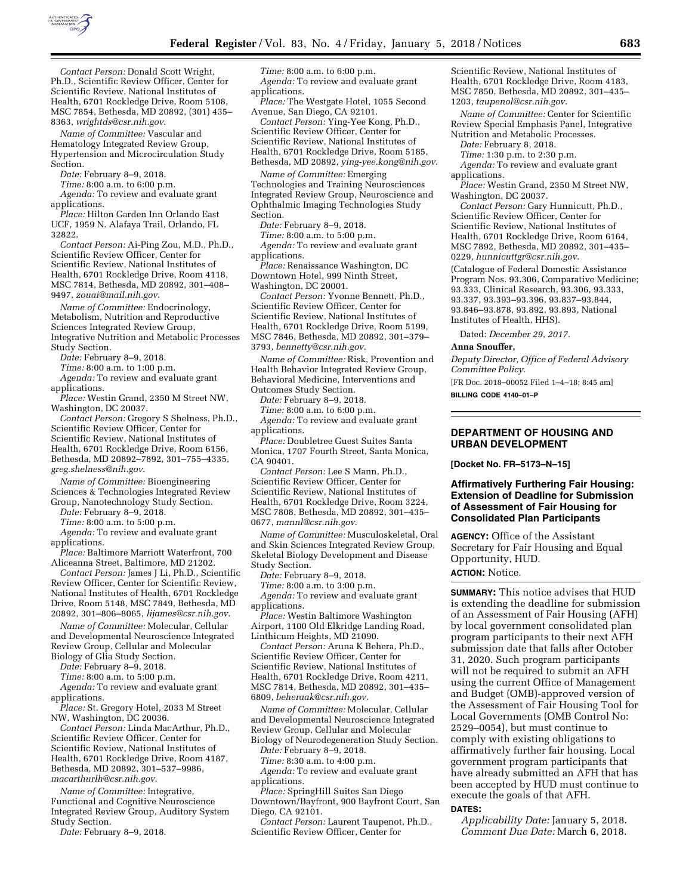*Contact Person:* Donald Scott Wright, Ph.D., Scientific Review Officer, Center for Scientific Review, National Institutes of Health, 6701 Rockledge Drive, Room 5108, MSC 7854, Bethesda, MD 20892, (301) 435–8363, *wrightds@csr.nih.gov*.

*Name of Committee:* Vascular and Hematology Integrated Review Group, Hypertension and Microcirculation Study Section.

*Date:* February 8–9, 2018.

*Time:* 8:00 a.m. to 6:00 p.m.

*Agenda:* To review and evaluate grant applications.

*Place:* Hilton Garden Inn Orlando East UCF, 1959 N. Alafaya Trail, Orlando, FL 32822.

*Contact Person:* Ai-Ping Zou, M.D., Ph.D., Scientific Review Officer, Center for Scientific Review, National Institutes of Health, 6701 Rockledge Drive, Room 4118, MSC 7814, Bethesda, MD 20892, 301–408–9497, *zouai@mail.nih.gov*.

*Name of Committee:* Endocrinology, Metabolism, Nutrition and Reproductive Sciences Integrated Review Group, Integrative Nutrition and Metabolic Processes Study Section.

*Date:* February 8–9, 2018.

*Time:* 8:00 a.m. to 1:00 p.m.

*Agenda:* To review and evaluate grant applications.

*Place:* Westin Grand, 2350 M Street NW, Washington, DC 20037.

*Contact Person:* Gregory S Shelness, Ph.D., Scientific Review Officer, Center for Scientific Review, National Institutes of Health, 6701 Rockledge Drive, Room 6156, Bethesda, MD 20892–7892, 301–755–4335, *greg.shelness@nih.gov*.

*Name of Committee:* Bioengineering Sciences & Technologies Integrated Review Group, Nanotechnology Study Section.

*Date:* February 8–9, 2018.

*Time:* 8:00 a.m. to 5:00 p.m.

*Agenda:* To review and evaluate grant applications.

*Place:* Baltimore Marriott Waterfront, 700 Aliceanna Street, Baltimore, MD 21202.

*Contact Person:* James J Li, Ph.D., Scientific Review Officer, Center for Scientific Review, National Institutes of Health, 6701 Rockledge Drive, Room 5148, MSC 7849, Bethesda, MD 20892, 301–806–8065, *lijames@csr.nih.gov*.

*Name of Committee:* Molecular, Cellular and Developmental Neuroscience Integrated Review Group, Cellular and Molecular Biology of Glia Study Section.

*Date:* February 8–9, 2018.

*Time:* 8:00 a.m. to 5:00 p.m.

*Agenda:* To review and evaluate grant applications.

*Place:* St. Gregory Hotel, 2033 M Street NW, Washington, DC 20036.

*Contact Person:* Linda MacArthur, Ph.D., Scientific Review Officer, Center for Scientific Review, National Institutes of Health, 6701 Rockledge Drive, Room 4187, Bethesda, MD 20892, 301–537–9986, *macarthurlh@csr.nih.gov*.

*Name of Committee:* Integrative, Functional and Cognitive Neuroscience Integrated Review Group, Auditory System Study Section.

*Date:* February 8–9, 2018.

*Time:* 8:00 a.m. to 6:00 p.m.

*Agenda:* To review and evaluate grant applications.

*Place:* The Westgate Hotel, 1055 Second Avenue, San Diego, CA 92101.

*Contact Person:* Ying-Yee Kong, Ph.D., Scientific Review Officer, Center for Scientific Review, National Institutes of Health, 6701 Rockledge Drive, Room 5185, Bethesda, MD 20892, *ying-yee.kong@nih.gov*.

*Name of Committee:* Emerging Technologies and Training Neurosciences Integrated Review Group, Neuroscience and Ophthalmic Imaging Technologies Study Section.

*Date:* February 8–9, 2018.

*Time:* 8:00 a.m. to 5:00 p.m.

*Agenda:* To review and evaluate grant applications.

*Place:* Renaissance Washington, DC Downtown Hotel, 999 Ninth Street, Washington, DC 20001.

*Contact Person:* Yvonne Bennett, Ph.D., Scientific Review Officer, Center for Scientific Review, National Institutes of Health, 6701 Rockledge Drive, Room 5199, MSC 7846, Bethesda, MD 20892, 301–379–3793, *bennetty@csr.nih.gov*.

*Name of Committee:* Risk, Prevention and Health Behavior Integrated Review Group, Behavioral Medicine, Interventions and Outcomes Study Section.

*Date:* February 8–9, 2018.

*Time:* 8:00 a.m. to 6:00 p.m.

*Agenda:* To review and evaluate grant applications.

*Place:* Doubletree Guest Suites Santa Monica, 1707 Fourth Street, Santa Monica, CA 90401.

*Contact Person:* Lee S Mann, Ph.D., Scientific Review Officer, Center for Scientific Review, National Institutes of Health, 6701 Rockledge Drive, Room 3224, MSC 7808, Bethesda, MD 20892, 301–435–0677, *mannl@csr.nih.gov*.

*Name of Committee:* Musculoskeletal, Oral and Skin Sciences Integrated Review Group, Skeletal Biology Development and Disease Study Section.

*Date:* February 8–9, 2018.

*Time:* 8:00 a.m. to 3:00 p.m.

*Agenda:* To review and evaluate grant applications.

*Place:* Westin Baltimore Washington Airport, 1100 Old Elkridge Landing Road, Linthicum Heights, MD 21090.

*Contact Person:* Aruna K Behera, Ph.D., Scientific Review Officer, Center for Scientific Review, National Institutes of Health, 6701 Rockledge Drive, Room 4211, MSC 7814, Bethesda, MD 20892, 301–435–6809, *beheraak@csr.nih.gov*.

*Name of Committee:* Molecular, Cellular and Developmental Neuroscience Integrated Review Group, Cellular and Molecular Biology of Neurodegeneration Study Section.

*Date:* February 8–9, 2018.

*Time:* 8:30 a.m. to 4:00 p.m.

*Agenda:* To review and evaluate grant applications.

*Place:* SpringHill Suites San Diego Downtown/Bayfront, 900 Bayfront Court, San Diego, CA 92101.

*Contact Person:* Laurent Taupenot, Ph.D., Scientific Review Officer, Center for Scientific Review, National Institutes of Health, 6701 Rockledge Drive, Room 4183, MSC 7850, Bethesda, MD 20892, 301–435–1203, *taupenol@csr.nih.gov*.

*Name of Committee:* Center for Scientific Review Special Emphasis Panel, Integrative Nutrition and Metabolic Processes.

*Date:* February 8, 2018.

*Time:* 1:30 p.m. to 2:30 p.m.

*Agenda:* To review and evaluate grant applications.

*Place:* Westin Grand, 2350 M Street NW, Washington, DC 20037.

*Contact Person:* Gary Hunnicutt, Ph.D., Scientific Review Officer, Center for Scientific Review, National Institutes of Health, 6701 Rockledge Drive, Room 6164, MSC 7892, Bethesda, MD 20892, 301–435–0229, *hunnicuttgr@csr.nih.gov*.

(Catalogue of Federal Domestic Assistance Program Nos. 93.306, Comparative Medicine; 93.333, Clinical Research, 93.306, 93.333, 93.337, 93.393–93.396, 93.837–93.844, 93.846–93.878, 93.892, 93.893, National Institutes of Health, HHS).

Dated: *December 29, 2017*.

**Anna Snouffer,**

*Deputy Director, Office of Federal Advisory Committee Policy.*

[FR Doc. 2018–00052 Filed 1–4–18; 8:45 am]

**BILLING CODE 4140–01–P**

---

## DEPARTMENT OF HOUSING AND URBAN DEVELOPMENT

**[Docket No. FR–5173–N–15]**

### Affirmatively Furthering Fair Housing: Extension of Deadline for Submission of Assessment of Fair Housing for Consolidated Plan Participants

**AGENCY:** Office of the Assistant Secretary for Fair Housing and Equal Opportunity, HUD.

**ACTION:** Notice.

**SUMMARY:** This notice advises that HUD is extending the deadline for submission of an Assessment of Fair Housing (AFH) by local government consolidated plan program participants to their next AFH submission date that falls after October 31, 2020. Such program participants will not be required to submit an AFH using the current Office of Management and Budget (OMB)-approved version of the Assessment of Fair Housing Tool for Local Governments (OMB Control No: 2529–0054), but must continue to comply with existing obligations to affirmatively further fair housing. Local government program participants that have already submitted an AFH that has been accepted by HUD must continue to execute the goals of that AFH.

**DATES:**

*Applicability Date:* January 5, 2018.

*Comment Due Date:* March 6, 2018.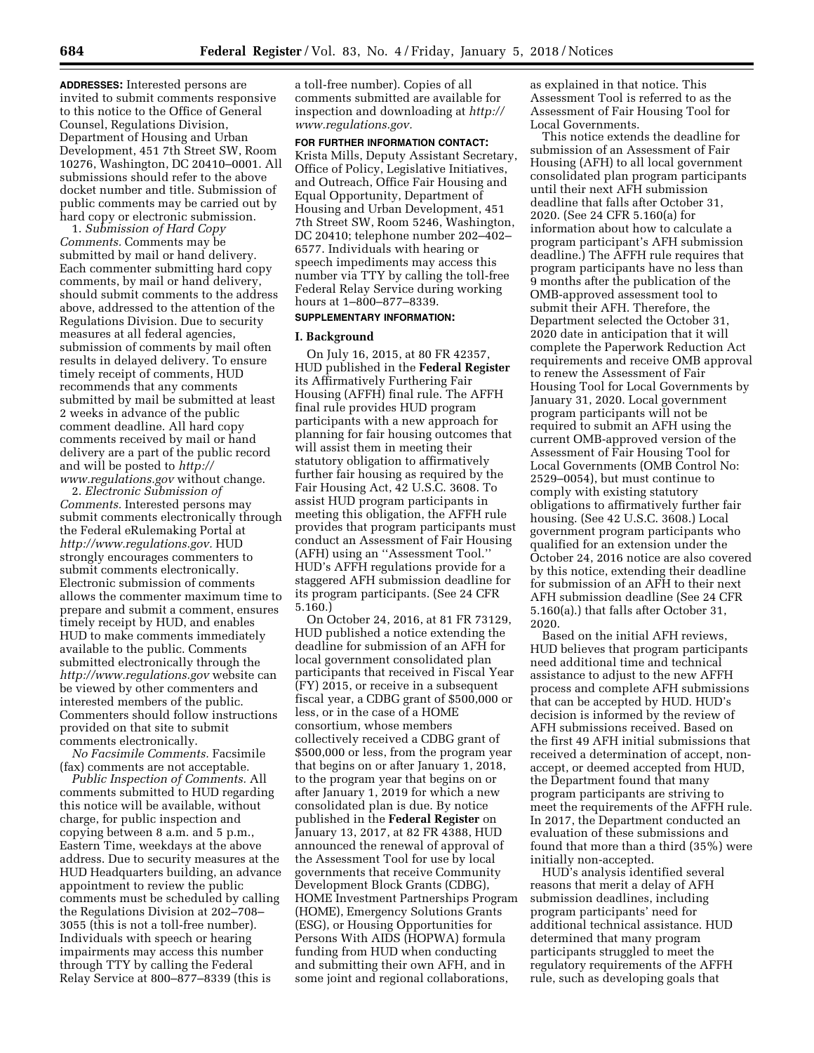**ADDRESSES:** Interested persons are invited to submit comments responsive to this notice to the Office of General Counsel, Regulations Division, Department of Housing and Urban Development, 451 7th Street SW, Room 10276, Washington, DC 20410–0001. All submissions should refer to the above docket number and title. Submission of public comments may be carried out by hard copy or electronic submission.

1. *Submission of Hard Copy Comments.* Comments may be submitted by mail or hand delivery. Each commenter submitting hard copy comments, by mail or hand delivery, should submit comments to the address above, addressed to the attention of the Regulations Division. Due to security measures at all federal agencies, submission of comments by mail often results in delayed delivery. To ensure timely receipt of comments, HUD recommends that any comments submitted by mail be submitted at least 2 weeks in advance of the public comment deadline. All hard copy comments received by mail or hand delivery are a part of the public record and will be posted to *http://www.regulations.gov* without change.

2. *Electronic Submission of Comments.* Interested persons may submit comments electronically through the Federal eRulemaking Portal at *http://www.regulations.gov.* HUD strongly encourages commenters to submit comments electronically. Electronic submission of comments allows the commenter maximum time to prepare and submit a comment, ensures timely receipt by HUD, and enables HUD to make comments immediately available to the public. Comments submitted electronically through the *http://www.regulations.gov* website can be viewed by other commenters and interested members of the public. Commenters should follow instructions provided on that site to submit comments electronically.

*No Facsimile Comments.* Facsimile (fax) comments are not acceptable.

*Public Inspection of Comments.* All comments submitted to HUD regarding this notice will be available, without charge, for public inspection and copying between 8 a.m. and 5 p.m., Eastern Time, weekdays at the above address. Due to security measures at the HUD Headquarters building, an advance appointment to review the public comments must be scheduled by calling the Regulations Division at 202–708–3055 (this is not a toll-free number). Individuals with speech or hearing impairments may access this number through TTY by calling the Federal Relay Service at 800–877–8339 (this is a toll-free number). Copies of all comments submitted are available for inspection and downloading at *http://www.regulations.gov.*

**FOR FURTHER INFORMATION CONTACT:** Krista Mills, Deputy Assistant Secretary, Office of Policy, Legislative Initiatives, and Outreach, Office Fair Housing and Equal Opportunity, Department of Housing and Urban Development, 451 7th Street SW, Room 5246, Washington, DC 20410; telephone number 202–402–6577. Individuals with hearing or speech impediments may access this number via TTY by calling the toll-free Federal Relay Service during working hours at 1–800–877–8339.

**SUPPLEMENTARY INFORMATION:**

## I. Background

On July 16, 2015, at 80 FR 42357, HUD published in the **Federal Register** its Affirmatively Furthering Fair Housing (AFFH) final rule. The AFFH final rule provides HUD program participants with a new approach for planning for fair housing outcomes that will assist them in meeting their statutory obligation to affirmatively further fair housing as required by the Fair Housing Act, 42 U.S.C. 3608. To assist HUD program participants in meeting this obligation, the AFFH rule provides that program participants must conduct an Assessment of Fair Housing (AFH) using an ''Assessment Tool.'' HUD's AFFH regulations provide for a staggered AFH submission deadline for its program participants. (See 24 CFR 5.160.)

On October 24, 2016, at 81 FR 73129, HUD published a notice extending the deadline for submission of an AFH for local government consolidated plan participants that received in Fiscal Year (FY) 2015, or receive in a subsequent fiscal year, a CDBG grant of $500,000 or less, or in the case of a HOME consortium, whose members collectively received a CDBG grant of $500,000 or less, from the program year that begins on or after January 1, 2018, to the program year that begins on or after January 1, 2019 for which a new consolidated plan is due. By notice published in the **Federal Register** on January 13, 2017, at 82 FR 4388, HUD announced the renewal of approval of the Assessment Tool for use by local governments that receive Community Development Block Grants (CDBG), HOME Investment Partnerships Program (HOME), Emergency Solutions Grants (ESG), or Housing Opportunities for Persons With AIDS (HOPWA) formula funding from HUD when conducting and submitting their own AFH, and in some joint and regional collaborations, as explained in that notice. This Assessment Tool is referred to as the Assessment of Fair Housing Tool for Local Governments.

This notice extends the deadline for submission of an Assessment of Fair Housing (AFH) to all local government consolidated plan program participants until their next AFH submission deadline that falls after October 31, 2020. (See 24 CFR 5.160(a) for information about how to calculate a program participant's AFH submission deadline.) The AFFH rule requires that program participants have no less than 9 months after the publication of the OMB-approved assessment tool to submit their AFH. Therefore, the Department selected the October 31, 2020 date in anticipation that it will complete the Paperwork Reduction Act requirements and receive OMB approval to renew the Assessment of Fair Housing Tool for Local Governments by January 31, 2020. Local government program participants will not be required to submit an AFH using the current OMB-approved version of the Assessment of Fair Housing Tool for Local Governments (OMB Control No: 2529–0054), but must continue to comply with existing statutory obligations to affirmatively further fair housing. (See 42 U.S.C. 3608.) Local government program participants who qualified for an extension under the October 24, 2016 notice are also covered by this notice, extending their deadline for submission of an AFH to their next AFH submission deadline (See 24 CFR 5.160(a).) that falls after October 31, 2020.

Based on the initial AFH reviews, HUD believes that program participants need additional time and technical assistance to adjust to the new AFFH process and complete AFH submissions that can be accepted by HUD. HUD's decision is informed by the review of AFH submissions received. Based on the first 49 AFH initial submissions that received a determination of accept, non-accept, or deemed accepted from HUD, the Department found that many program participants are striving to meet the requirements of the AFFH rule. In 2017, the Department conducted an evaluation of these submissions and found that more than a third (35%) were initially non-accepted.

HUD's analysis identified several reasons that merit a delay of AFH submission deadlines, including program participants' need for additional technical assistance. HUD determined that many program participants struggled to meet the regulatory requirements of the AFFH rule, such as developing goals that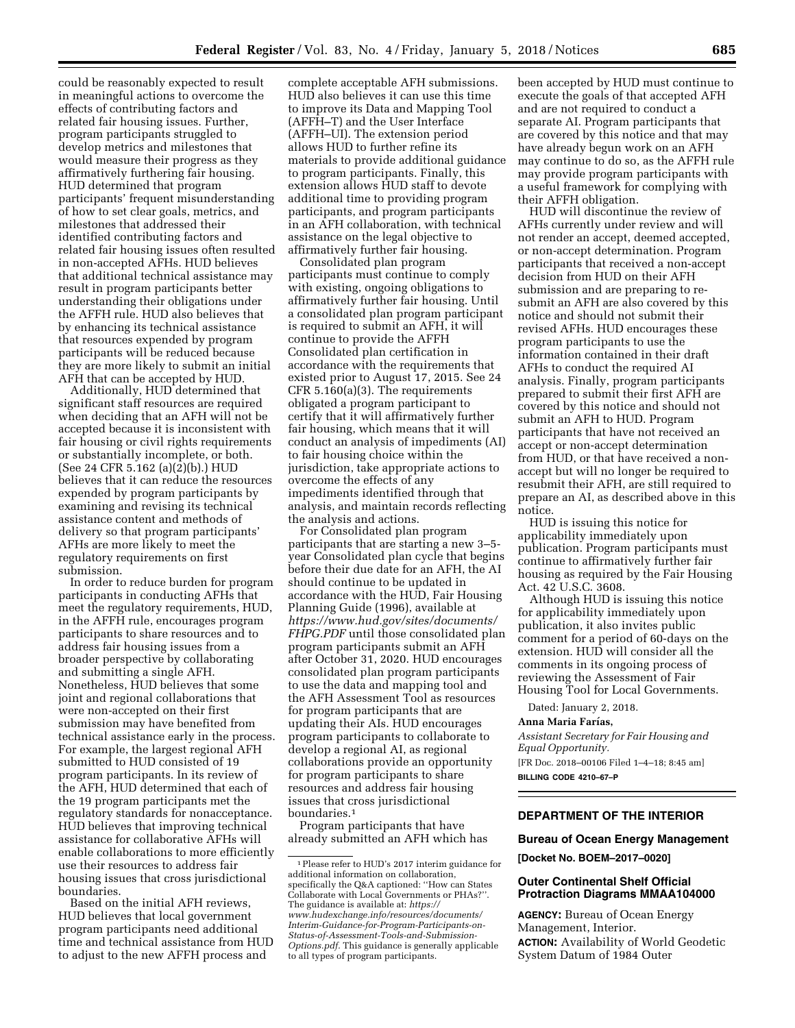could be reasonably expected to result in meaningful actions to overcome the effects of contributing factors and related fair housing issues. Further, program participants struggled to develop metrics and milestones that would measure their progress as they affirmatively furthering fair housing. HUD determined that program participants' frequent misunderstanding of how to set clear goals, metrics, and milestones that addressed their identified contributing factors and related fair housing issues often resulted in non-accepted AFHs. HUD believes that additional technical assistance may result in program participants better understanding their obligations under the AFFH rule. HUD also believes that by enhancing its technical assistance that resources expended by program participants will be reduced because they are more likely to submit an initial AFH that can be accepted by HUD.

Additionally, HUD determined that significant staff resources are required when deciding that an AFH will not be accepted because it is inconsistent with fair housing or civil rights requirements or substantially incomplete, or both. (See 24 CFR 5.162 (a)(2)(b).) HUD believes that it can reduce the resources expended by program participants by examining and revising its technical assistance content and methods of delivery so that program participants' AFHs are more likely to meet the regulatory requirements on first submission.

In order to reduce burden for program participants in conducting AFHs that meet the regulatory requirements, HUD, in the AFFH rule, encourages program participants to share resources and to address fair housing issues from a broader perspective by collaborating and submitting a single AFH. Nonetheless, HUD believes that some joint and regional collaborations that were non-accepted on their first submission may have benefited from technical assistance early in the process. For example, the largest regional AFH submitted to HUD consisted of 19 program participants. In its review of the AFH, HUD determined that each of the 19 program participants met the regulatory standards for nonacceptance. HUD believes that improving technical assistance for collaborative AFHs will enable collaborations to more efficiently use their resources to address fair housing issues that cross jurisdictional boundaries.

Based on the initial AFH reviews, HUD believes that local government program participants need additional time and technical assistance from HUD to adjust to the new AFFH process and complete acceptable AFH submissions. HUD also believes it can use this time to improve its Data and Mapping Tool (AFFH–T) and the User Interface (AFFH–UI). The extension period allows HUD to further refine its materials to provide additional guidance to program participants. Finally, this extension allows HUD staff to devote additional time to providing program participants, and program participants in an AFH collaboration, with technical assistance on the legal objective to affirmatively further fair housing.

Consolidated plan program participants must continue to comply with existing, ongoing obligations to affirmatively further fair housing. Until a consolidated plan program participant is required to submit an AFH, it will continue to provide the AFFH Consolidated plan certification in accordance with the requirements that existed prior to August 17, 2015. See 24 CFR 5.160(a)(3). The requirements obligated a program participant to certify that it will affirmatively further fair housing, which means that it will conduct an analysis of impediments (AI) to fair housing choice within the jurisdiction, take appropriate actions to overcome the effects of any impediments identified through that analysis, and maintain records reflecting the analysis and actions.

For Consolidated plan program participants that are starting a new 3–5-year Consolidated plan cycle that begins before their due date for an AFH, the AI should continue to be updated in accordance with the HUD, Fair Housing Planning Guide (1996), available at *https://www.hud.gov/sites/documents/FHPG.PDF* until those consolidated plan program participants submit an AFH after October 31, 2020. HUD encourages consolidated plan program participants to use the data and mapping tool and the AFH Assessment Tool as resources for program participants that are updating their AIs. HUD encourages program participants to collaborate to develop a regional AI, as regional collaborations provide an opportunity for program participants to share resources and address fair housing issues that cross jurisdictional boundaries.[1]

Program participants that have already submitted an AFH which has been accepted by HUD must continue to execute the goals of that accepted AFH and are not required to conduct a separate AI. Program participants that are covered by this notice and that may have already begun work on an AFH may continue to do so, as the AFFH rule may provide program participants with a useful framework for complying with their AFFH obligation.

HUD will discontinue the review of AFHs currently under review and will not render an accept, deemed accepted, or non-accept determination. Program participants that received a non-accept decision from HUD on their AFH submission and are preparing to re-submit an AFH are also covered by this notice and should not submit their revised AFHs. HUD encourages these program participants to use the information contained in their draft AFHs to conduct the required AI analysis. Finally, program participants prepared to submit their first AFH are covered by this notice and should not submit an AFH to HUD. Program participants that have not received an accept or non-accept determination from HUD, or that have received a non-accept but will no longer be required to resubmit their AFH, are still required to prepare an AI, as described above in this notice.

HUD is issuing this notice for applicability immediately upon publication. Program participants must continue to affirmatively further fair housing as required by the Fair Housing Act. 42 U.S.C. 3608.

Although HUD is issuing this notice for applicability immediately upon publication, it also invites public comment for a period of 60-days on the extension. HUD will consider all the comments in its ongoing process of reviewing the Assessment of Fair Housing Tool for Local Governments.

Dated: January 2, 2018.

**Anna Maria Farías,**

*Assistant Secretary for Fair Housing and Equal Opportunity.*

[FR Doc. 2018–00106 Filed 1–4–18; 8:45 am]

**BILLING CODE 4210–67–P**

[1] Please refer to HUD's 2017 interim guidance for additional information on collaboration, specifically the Q&A captioned: ''How can States Collaborate with Local Governments or PHAs?''. The guidance is available at: *https://www.hudexchange.info/resources/documents/Interim-Guidance-for-Program-Participants-on-Status-of-Assessment-Tools-and-Submission-Options.pdf*. This guidance is generally applicable to all types of program participants.

---

## DEPARTMENT OF THE INTERIOR

### Bureau of Ocean Energy Management

**[Docket No. BOEM–2017–0020]**

### Outer Continental Shelf Official Protraction Diagrams MMAA104000

**AGENCY:** Bureau of Ocean Energy Management, Interior.

**ACTION:** Availability of World Geodetic System Datum of 1984 Outer